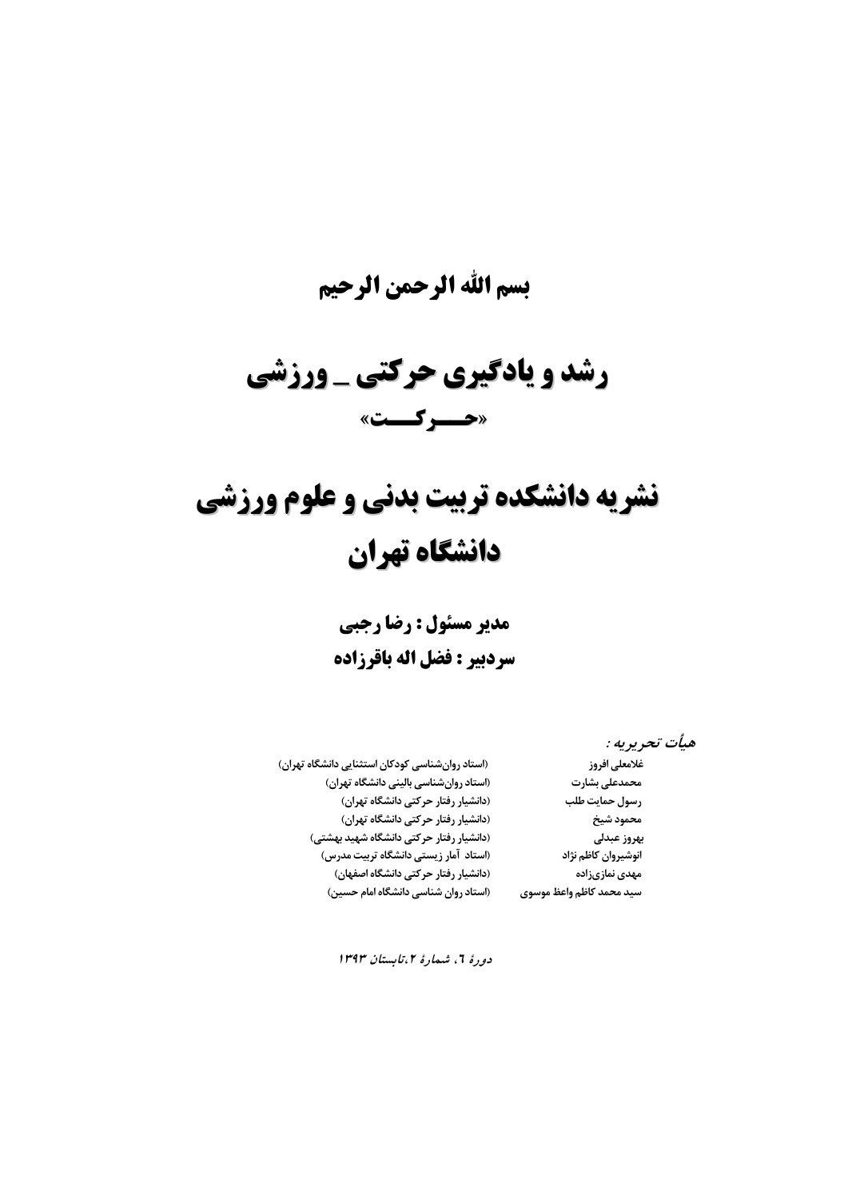**بسم الله الرحمن الرحیم**

# رشد و یادگیری حرکتی ـ ورزشی

## «حـــرکـــت»

# نشریه دانشکده تربیت بدنی و علوم ورزشی

# دانشگاه تهران

**مدیر مسئول : رضا رجبی**

**سردبیر : فضل اله باقرزاده**

*هیأت تحریریه :*

| | |
|---|---|
| غلامعلی افروز | (استاد روان‌شناسی کودکان استثنایی دانشگاه تهران) |
| محمدعلی بشارت | (استاد روان‌شناسی بالینی دانشگاه تهران) |
| رسول حمایت طلب | (دانشیار رفتار حرکتی دانشگاه تهران) |
| محمود شیخ | (دانشیار رفتار حرکتی دانشگاه تهران) |
| بهروز عبدلی | (دانشیار رفتار حرکتی دانشگاه شهید بهشتی) |
| انوشیروان کاظم نژاد | (استاد آمار زیستی دانشگاه تربیت مدرس) |
| مهدی نمازی‌زاده | (دانشیار رفتار حرکتی دانشگاه اصفهان) |
| سید محمد کاظم واعظ موسوی | (استاد روان شناسی دانشگاه امام حسین) |

*دورهٔ ٦، شمارهٔ ۲،تابستان ۱۳۹۳*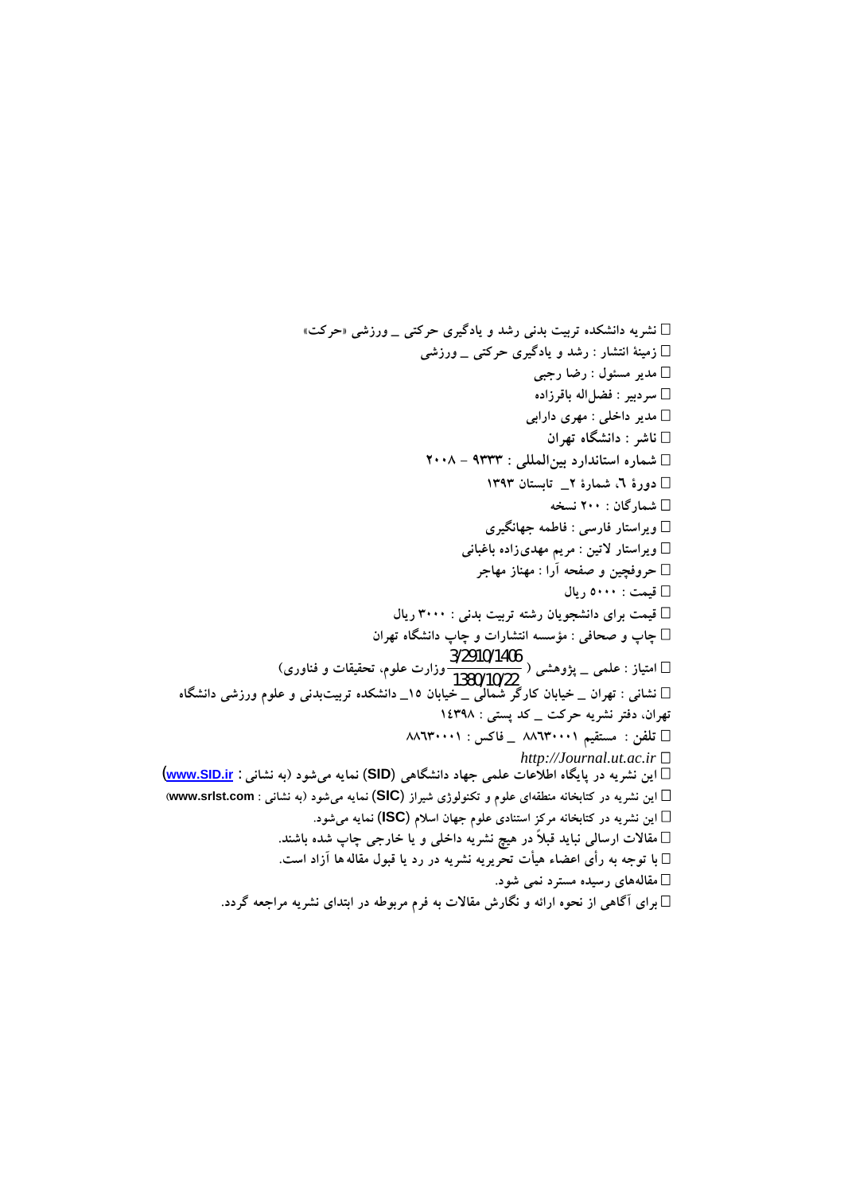- نشریه دانشکده تربیت بدنی رشد و یادگیری حرکتی _ ورزشی «حرکت»
- زمینهٔ انتشار : رشد و یادگیری حرکتی _ ورزشی
- مدیر مسئول : رضا رجبی
- سردبیر : فضل‌اله باقرزاده
- مدیر داخلی : مهری دارابی
- ناشر : دانشگاه تهران
- شماره استاندارد بین‌المللی : ۹۳۳۳ – ۲۰۰۸
- دورهٔ ٦، شمارهٔ ۲_ تابستان ۱۳۹۳
- شمارگان : ۲۰۰ نسخه
- ویراستار فارسی : فاطمه جهانگیری
- ویراستار لاتین : مریم مهدی‌زاده باغبانی
- حروفچین و صفحه آرا : مهناز مهاجر
- قیمت : ۵۰۰۰ ریال
- قیمت برای دانشجویان رشته تربیت بدنی : ۳۰۰۰ ریال
- چاپ و صحافی : مؤسسه انتشارات و چاپ دانشگاه تهران
- امتیاز : علمی _ پژوهشی ( $\frac{3/2910/1406}{1380/10/22}$ وزارت علوم، تحقیقات و فناوری)
- نشانی : تهران _ خیابان کارگر شمالی _ خیابان ۱۵_ دانشکده تربیت‌بدنی و علوم ورزشی دانشگاه تهران، دفتر نشریه حرکت _ کد پستی : ۱٤۳۹۸
- تلفن : مستقیم ۸۸٦۳۰۰۰۱ _ فاکس : ۸۸٦۳۰۰۰۱
- *http://Journal.ut.ac.ir*
- این نشریه در پایگاه اطلاعات علمی جهاد دانشگاهی (SID) نمایه می‌شود (به نشانی : www.SID.ir)
- این نشریه در کتابخانه منطقه‌ای علوم و تکنولوژی شیراز (SIC) نمایه می‌شود (به نشانی : www.srlst.com)
- این نشریه در کتابخانه مرکز استنادی علوم جهان اسلام (ISC) نمایه می‌شود.
- مقالات ارسالی نباید قبلاً در هیچ نشریه داخلی و یا خارجی چاپ شده باشند.
- با توجه به رأی اعضاء هیأت تحریریه نشریه در رد یا قبول مقاله‌ها آزاد است.
- مقاله‌های رسیده مسترد نمی شود.
- برای آگاهی از نحوه ارائه و نگارش مقالات به فرم مربوطه در ابتدای نشریه مراجعه گردد.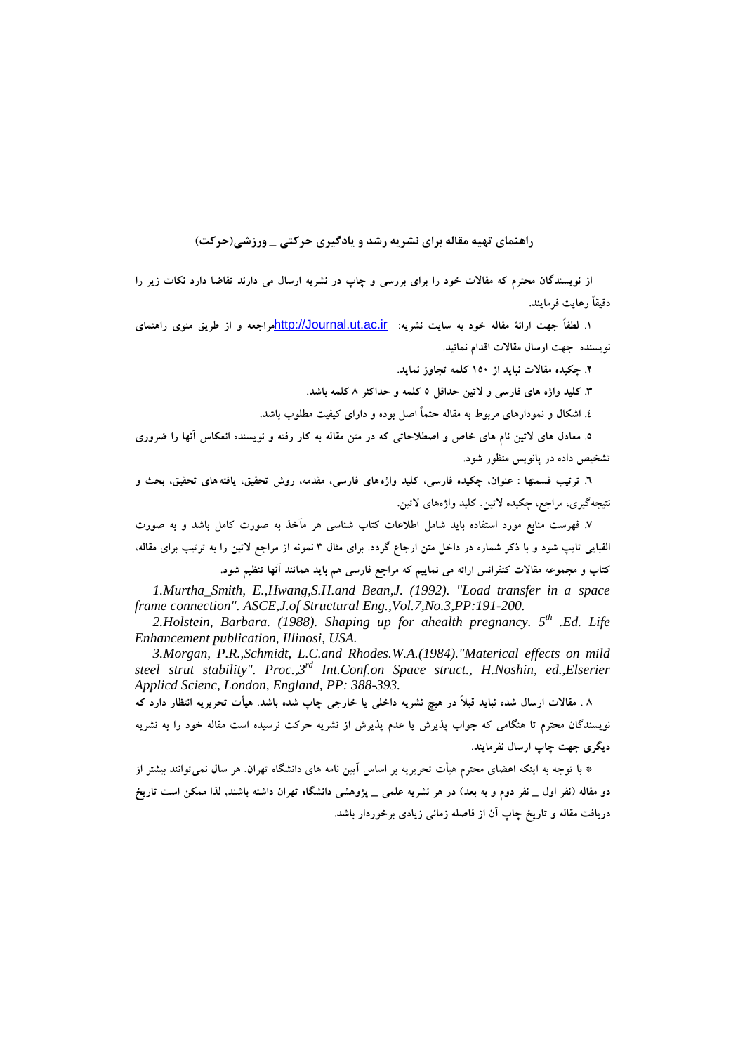## راهنمای تهیه مقاله برای نشریه رشد و یادگیری حرکتی ـ ورزشی(حرکت)

از نویسندگان محترم که مقالات خود را برای بررسی و چاپ در نشریه ارسال می دارند تقاضا دارد نکات زیر را دقیقاً رعایت فرمایند.

۱. لطفاً جهت ارائهٔ مقاله خود به سایت نشریه: http://Journal.ut.ac.ir مراجعه و از طریق منوی راهنمای نویسنده جهت ارسال مقالات اقدام نمائید.

۲. چکیده مقالات نباید از ۱۵۰ کلمه تجاوز نماید.

۳. کلید واژه های فارسی و لاتین حداقل ۵ کلمه و حداکثر ۸ کلمه باشد.

٤. اشکال و نمودارهای مربوط به مقاله حتماً اصل بوده و دارای کیفیت مطلوب باشد.

۵. معادل های لاتین نام های خاص و اصطلاحاتی که در متن مقاله به کار رفته و نویسنده انعکاس آنها را ضروری تشخیص داده در پانویس منظور شود.

٦. ترتیب قسمتها : عنوان، چکیده فارسی، کلید واژه‌های فارسی، مقدمه، روش تحقیق، یافته‌های تحقیق، بحث و نتیجه‌گیری، مراجع، چکیده لاتین، کلید واژه‌های لاتین.

۷. فهرست منابع مورد استفاده باید شامل اطلاعات کتاب شناسی هر مآخذ به صورت کامل باشد و به صورت الفبایی تایپ شود و با ذکر شماره در داخل متن ارجاع گردد. برای مثال ۳ نمونه از مراجع لاتین را به ترتیب برای مقاله، کتاب و مجموعه مقالات کنفرانس ارائه می نماییم که مراجع فارسی هم باید همانند آنها تنظیم شود.

*1.Murtha_Smith, E.,Hwang,S.H.and Bean,J. (1992). "Load transfer in a space frame connection". ASCE,J.of Structural Eng.,Vol.7,No.3,PP:191-200.*

*2.Holstein, Barbara. (1988). Shaping up for ahealth pregnancy. 5th .Ed. Life Enhancement publication, Illinosi, USA.*

*3.Morgan, P.R.,Schmidt, L.C.and Rhodes.W.A.(1984)."Materical effects on mild steel strut stability". Proc.,3rd Int.Conf.on Space struct., H.Noshin, ed.,Elserier Applicd Scienc, London, England, PP: 388-393.*

۸ . مقالات ارسال شده نباید قبلاً در هیچ نشریه داخلی یا خارجی چاپ شده باشد. هیأت تحریریه انتظار دارد که نویسندگان محترم تا هنگامی که جواب پذیرش یا عدم پذیرش از نشریه حرکت نرسیده است مقاله خود را به نشریه دیگری جهت چاپ ارسال نفرمایند.

* با توجه به اینکه اعضای محترم هیأت تحریریه بر اساس آیین نامه های دانشگاه تهران، هر سال نمی‌توانند بیشتر از دو مقاله (نفر اول ـ نفر دوم و به بعد) در هر نشریه علمی ـ پژوهشی دانشگاه تهران داشته باشند، لذا ممکن است تاریخ دریافت مقاله و تاریخ چاپ آن از فاصله زمانی زیادی برخوردار باشد.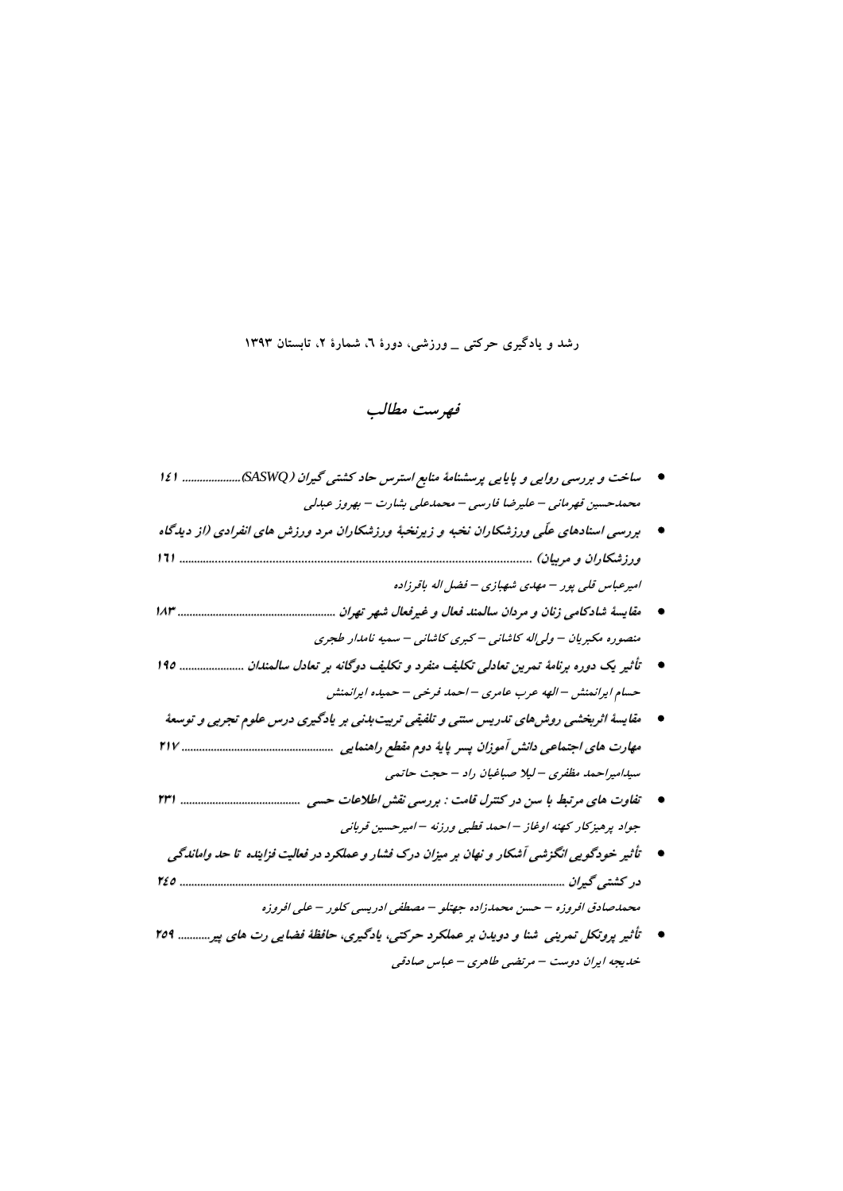رشد و یادگیری حرکتی ـ ورزشی، دورۀ ٦، شمارۀ ٢، تابستان ١٣٩٣

# فهرست مطالب

- ***ساخت و بررسی روایی و پایایی پرسشنامۀ منابع استرس حاد کشتی گیران (SASWQ)*** .................... ١٤١

  *محمدحسین قهرمانی – علیرضا فارسی – محمدعلی بشارت – بهروز عبدلی*

- ***بررسی اسنادهای علّی ورزشکاران نخبه و زیرنخبۀ ورزشکاران مرد ورزش های انفرادی (از دیدگاه ورزشکاران و مربیان)*** ............ ١٦١

  *امیرعباس قلی پور – مهدی شهبازی – فضل اله باقرزاده*

- ***مقایسۀ شادکامی زنان و مردان سالمند فعال و غیرفعال شهر تهران*** ...................................................... ١٨٣

  *منصوره مکبریان – ولی‌اله کاشانی – کبری کاشانی – سمیه نامدار طجری*

- ***تأثیر یک دوره برنامۀ تمرین تعادلی تکلیف منفرد و تکلیف دوگانه بر تعادل سالمندان*** ...................... ١٩٥

  *حسام ایرانمنش – الهه عرب عامری – احمد فرخی – حمیده ایرانمنش*

- ***مقایسۀ اثربخشی روش‌های تدریس سنتی و تلفیقی تربیت‌بدنی بر یادگیری درس علوم تجربی و توسعۀ مهارت های اجتماعی دانش آموزان پسر پایۀ دوم مقطع راهنمایی*** .................................................. ٢١٧

  *سیدامیراحمد مظفری – لیلا صباغیان راد – حجت حاتمی*

- ***تفاوت های مرتبط با سن در کنترل قامت : بررسی نقش اطلاعات حسی*** ........................................ ٢٣١

  *جواد پرهیزکار کهنه اوغاز – احمد قطبی ورزنه – امیرحسین قربانی*

- ***تأثیر خودگویی انگیزشی آشکار و نهان بر میزان درک فشار و عملکرد در فعالیت فزاینده تا حد واماندگی در کشتی گیران*** .................................................. ٢٤٥

  *محمدصادق افروزه – حسن محمدزاده جهتلو – مصطفی ادریسی کلور – علی افروزه*

- ***تأثیر پروتکل تمرینی شنا و دویدن بر عملکرد حرکتی، یادگیری، حافظۀ فضایی رت های پیر*** ............ ٢٥٩

  *خدیجه ایران دوست – مرتضی طاهری – عباس صادقی*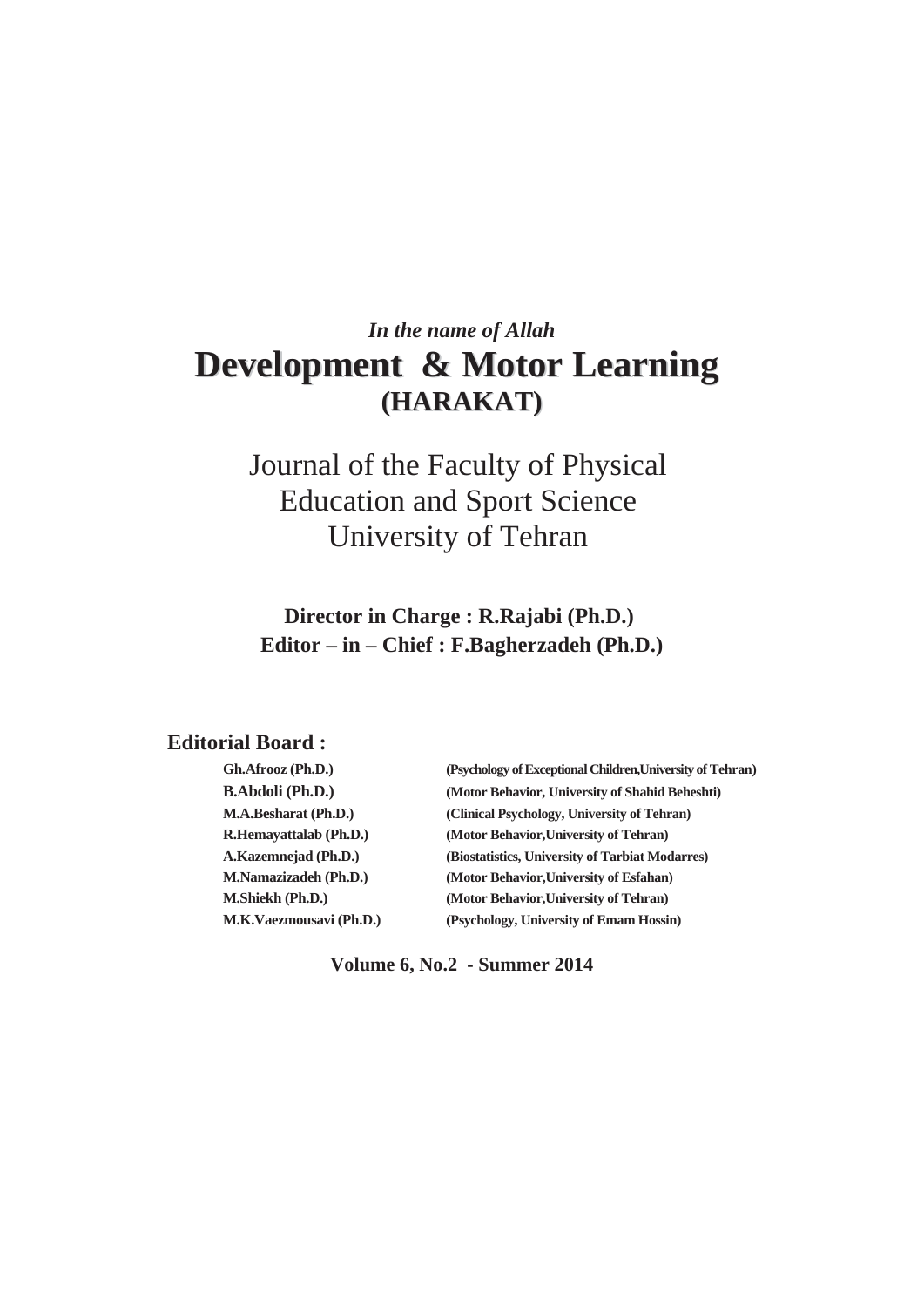*In the name of Allah*

# Development & Motor Learning
## (HARAKAT)

Journal of the Faculty of Physical Education and Sport Science
University of Tehran

**Director in Charge : R.Rajabi (Ph.D.)**
**Editor – in – Chief : F.Bagherzadeh (Ph.D.)**

**Editorial Board :**

| | |
|---|---|
| **Gh.Afrooz (Ph.D.)** | **(Psychology of Exceptional Children,University of Tehran)** |
| **B.Abdoli (Ph.D.)** | **(Motor Behavior, University of Shahid Beheshti)** |
| **M.A.Besharat (Ph.D.)** | **(Clinical Psychology, University of Tehran)** |
| **R.Hemayattalab (Ph.D.)** | **(Motor Behavior,University of Tehran)** |
| **A.Kazemnejad (Ph.D.)** | **(Biostatistics, University of Tarbiat Modarres)** |
| **M.Namazizadeh (Ph.D.)** | **(Motor Behavior,University of Esfahan)** |
| **M.Shiekh (Ph.D.)** | **(Motor Behavior,University of Tehran)** |
| **M.K.Vaezmousavi (Ph.D.)** | **(Psychology, University of Emam Hossin)** |

**Volume 6, No.2 - Summer 2014**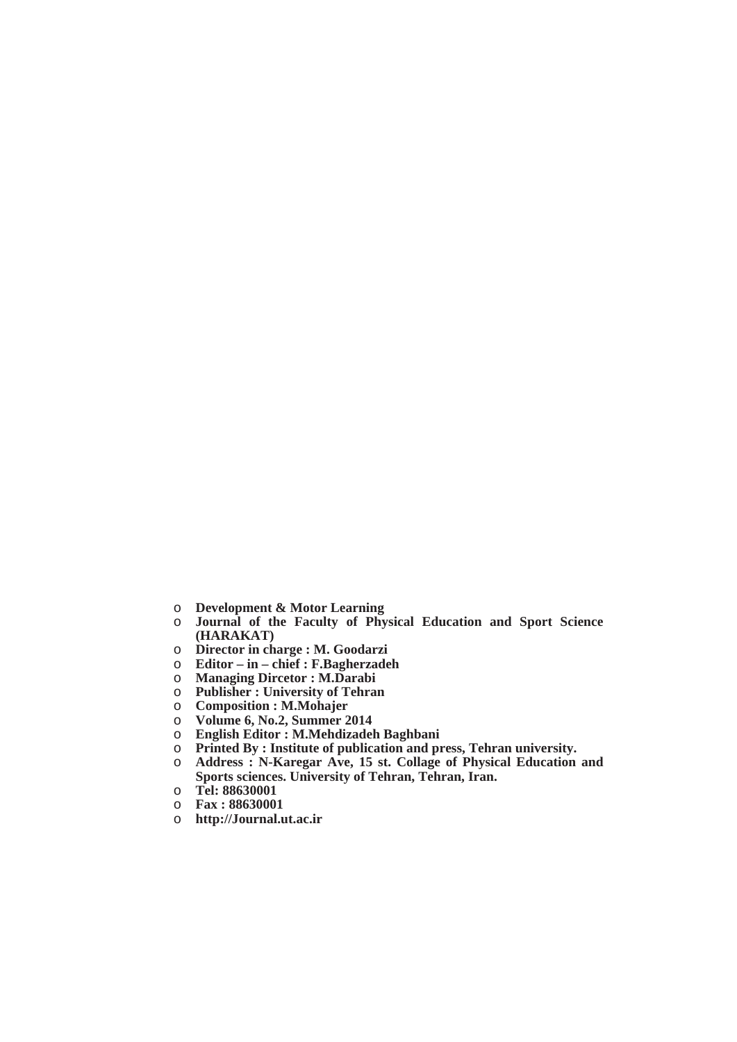- **Development & Motor Learning**
- **Journal of the Faculty of Physical Education and Sport Science (HARAKAT)**
- **Director in charge : M. Goodarzi**
- **Editor – in – chief : F.Bagherzadeh**
- **Managing Dircetor : M.Darabi**
- **Publisher : University of Tehran**
- **Composition : M.Mohajer**
- **Volume 6, No.2, Summer 2014**
- **English Editor : M.Mehdizadeh Baghbani**
- **Printed By : Institute of publication and press, Tehran university.**
- **Address : N-Karegar Ave, 15 st. Collage of Physical Education and Sports sciences. University of Tehran, Tehran, Iran.**
- **Tel: 88630001**
- **Fax : 88630001**
- **http://Journal.ut.ac.ir**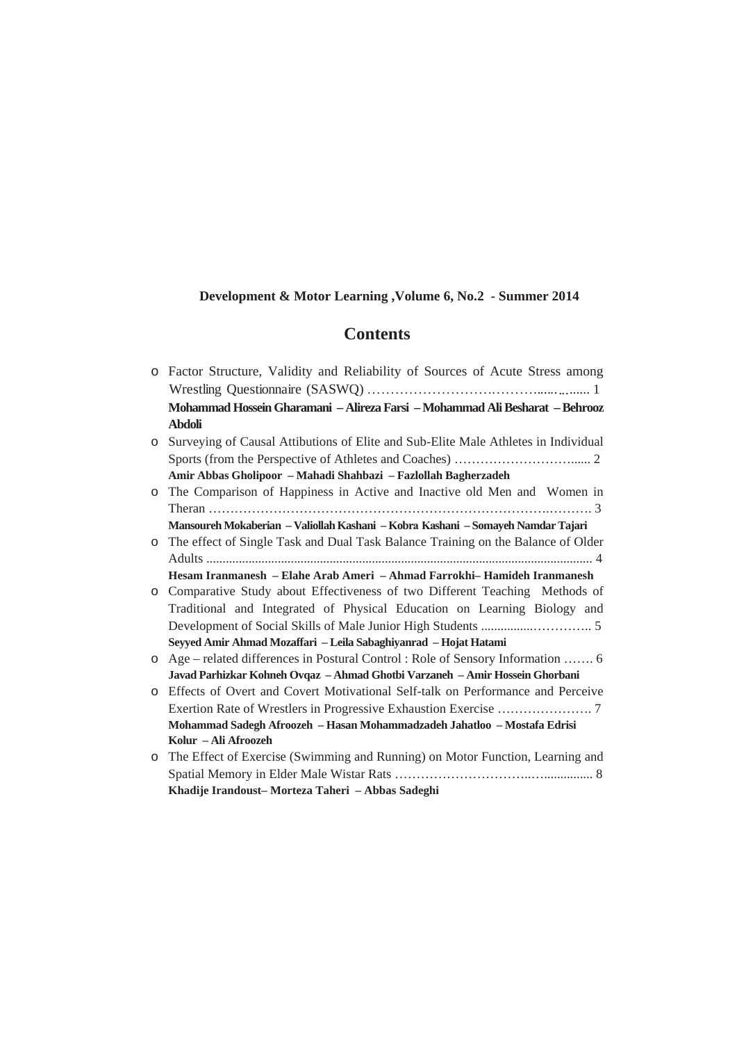**Development & Motor Learning ,Volume 6, No.2 - Summer 2014**

# Contents

- Factor Structure, Validity and Reliability of Sources of Acute Stress among Wrestling Questionnaire (SASWQ) …………………………………………… 1
  **Mohammad Hossein Gharamani – Alireza Farsi – Mohammad Ali Besharat – Behrooz Abdoli**
- Surveying of Causal Attibutions of Elite and Sub-Elite Male Athletes in Individual Sports (from the Perspective of Athletes and Coaches) ……………………….... 2
  **Amir Abbas Gholipoor – Mahadi Shahbazi – Fazlollah Bagherzadeh**
- The Comparison of Happiness in Active and Inactive old Men and Women in Theran ………………………………………………………………………………. 3
  **Mansoureh Mokaberian – Valiollah Kashani – Kobra Kashani – Somayeh Namdar Tajari**
- The effect of Single Task and Dual Task Balance Training on the Balance of Older Adults ....................................................................................................................... 4
  **Hesam Iranmanesh – Elahe Arab Ameri – Ahmad Farrokhi– Hamideh Iranmanesh**
- Comparative Study about Effectiveness of two Different Teaching Methods of Traditional and Integrated of Physical Education on Learning Biology and Development of Social Skills of Male Junior High Students ..............…………. 5
  **Seyyed Amir Ahmad Mozaffari – Leila Sabaghiyanrad – Hojat Hatami**
- Age – related differences in Postural Control : Role of Sensory Information ……. 6
  **Javad Parhizkar Kohneh Ovqaz – Ahmad Ghotbi Varzaneh – Amir Hossein Ghorbani**
- Effects of Overt and Covert Motivational Self-talk on Performance and Perceive Exertion Rate of Wrestlers in Progressive Exhaustion Exercise …………………. 7
  **Mohammad Sadegh Afroozeh – Hasan Mohammadzadeh Jahatloo – Mostafa Edrisi Kolur – Ali Afroozeh**
- The Effect of Exercise (Swimming and Running) on Motor Function, Learning and Spatial Memory in Elder Male Wistar Rats ………………………….…............... 8
  **Khadije Irandoust– Morteza Taheri – Abbas Sadeghi**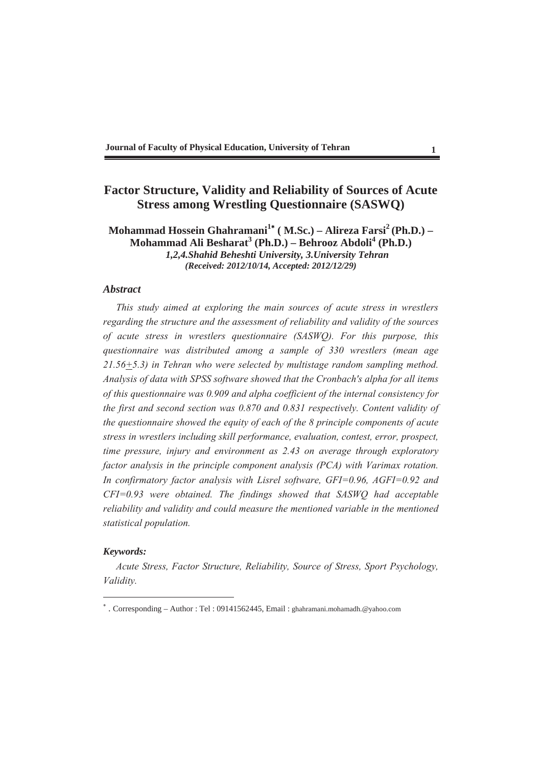# Factor Structure, Validity and Reliability of Sources of Acute Stress among Wrestling Questionnaire (SASWQ)

**Mohammad Hossein Ghahramani[1*] ( M.Sc.) – Alireza Farsi[2] (Ph.D.) – Mohammad Ali Besharat[3] (Ph.D.) – Behrooz Abdoli[4] (Ph.D.)**

***1,2,4.Shahid Beheshti University, 3.University Tehran***

***(Received: 2012/10/14, Accepted: 2012/12/29)***

## *Abstract*

*This study aimed at exploring the main sources of acute stress in wrestlers regarding the structure and the assessment of reliability and validity of the sources of acute stress in wrestlers questionnaire (SASWQ). For this purpose, this questionnaire was distributed among a sample of 330 wrestlers (mean age 21.56±5.3) in Tehran who were selected by multistage random sampling method. Analysis of data with SPSS software showed that the Cronbach's alpha for all items of this questionnaire was 0.909 and alpha coefficient of the internal consistency for the first and second section was 0.870 and 0.831 respectively. Content validity of the questionnaire showed the equity of each of the 8 principle components of acute stress in wrestlers including skill performance, evaluation, contest, error, prospect, time pressure, injury and environment as 2.43 on average through exploratory factor analysis in the principle component analysis (PCA) with Varimax rotation. In confirmatory factor analysis with Lisrel software, GFI=0.96, AGFI=0.92 and CFI=0.93 were obtained. The findings showed that SASWQ had acceptable reliability and validity and could measure the mentioned variable in the mentioned statistical population.*

***Keywords:***

*Acute Stress, Factor Structure, Reliability, Source of Stress, Sport Psychology, Validity.*

---

[*] . Corresponding – Author : Tel : 09141562445, Email : ghahramani.mohamadh.@yahoo.com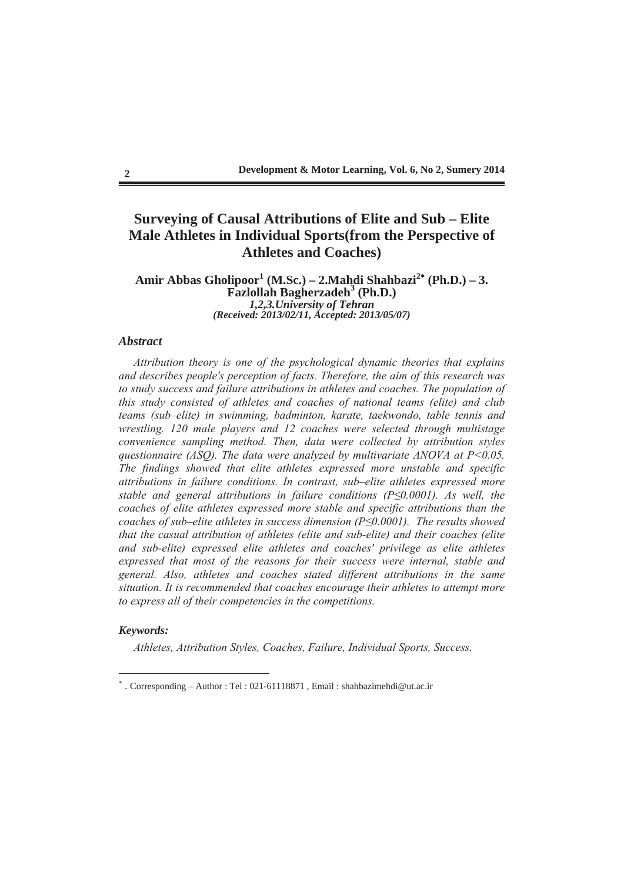# Surveying of Causal Attributions of Elite and Sub – Elite Male Athletes in Individual Sports(from the Perspective of Athletes and Coaches)

**Amir Abbas Gholipoor[1] (M.Sc.) – 2.Mahdi Shahbazi[2*] (Ph.D.) – 3. Fazlollah Bagherzadeh[3] (Ph.D.)**

***1,2,3.University of Tehran***

***(Received: 2013/02/11, Accepted: 2013/05/07)***

### *Abstract*

*Attribution theory is one of the psychological dynamic theories that explains and describes people's perception of facts. Therefore, the aim of this research was to study success and failure attributions in athletes and coaches. The population of this study consisted of athletes and coaches of national teams (elite) and club teams (sub–elite) in swimming, badminton, karate, taekwondo, table tennis and wrestling. 120 male players and 12 coaches were selected through multistage convenience sampling method. Then, data were collected by attribution styles questionnaire (ASQ). The data were analyzed by multivariate ANOVA at $P<0.05$. The findings showed that elite athletes expressed more unstable and specific attributions in failure conditions. In contrast, sub–elite athletes expressed more stable and general attributions in failure conditions ($P\leq0.0001$). As well, the coaches of elite athletes expressed more stable and specific attributions than the coaches of sub–elite athletes in success dimension ($P\leq0.0001$). The results showed that the casual attribution of athletes (elite and sub-elite) and their coaches (elite and sub-elite) expressed elite athletes and coaches' privilege as elite athletes expressed that most of the reasons for their success were internal, stable and general. Also, athletes and coaches stated different attributions in the same situation. It is recommended that coaches encourage their athletes to attempt more to express all of their competencies in the competitions.*

#### *Keywords:*

*Athletes, Attribution Styles, Coaches, Failure, Individual Sports, Success.*

---

[*] . Corresponding – Author : Tel : 021-61118871 , Email : shahbazimehdi@ut.ac.ir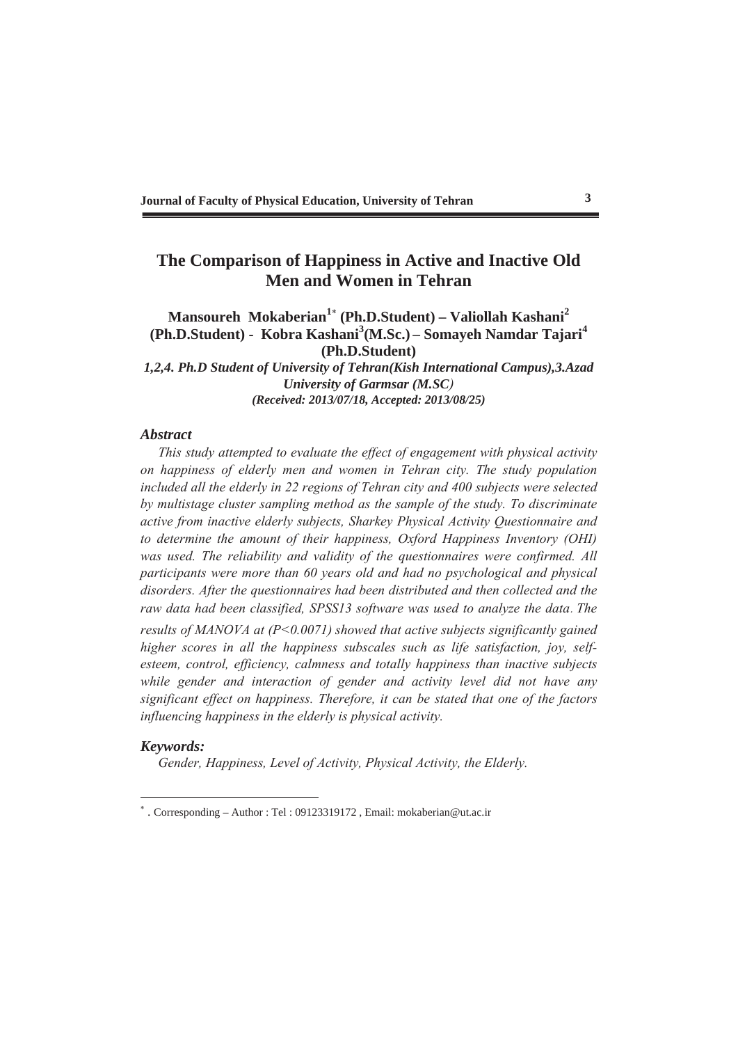# The Comparison of Happiness in Active and Inactive Old Men and Women in Tehran

**Mansoureh Mokaberian[1*] (Ph.D.Student) – Valiollah Kashani[2] (Ph.D.Student) - Kobra Kashani[3](M.Sc.) – Somayeh Namdar Tajari[4] (Ph.D.Student)**

***1,2,4. Ph.D Student of University of Tehran(Kish International Campus),3.Azad University of Garmsar (M.SC)***

***(Received: 2013/07/18, Accepted: 2013/08/25)***

## *Abstract*

*This study attempted to evaluate the effect of engagement with physical activity on happiness of elderly men and women in Tehran city. The study population included all the elderly in 22 regions of Tehran city and 400 subjects were selected by multistage cluster sampling method as the sample of the study. To discriminate active from inactive elderly subjects, Sharkey Physical Activity Questionnaire and to determine the amount of their happiness, Oxford Happiness Inventory (OHI) was used. The reliability and validity of the questionnaires were confirmed. All participants were more than 60 years old and had no psychological and physical disorders. After the questionnaires had been distributed and then collected and the raw data had been classified, SPSS13 software was used to analyze the data. The results of MANOVA at (P<0.0071) showed that active subjects significantly gained higher scores in all the happiness subscales such as life satisfaction, joy, self-esteem, control, efficiency, calmness and totally happiness than inactive subjects while gender and interaction of gender and activity level did not have any significant effect on happiness. Therefore, it can be stated that one of the factors influencing happiness in the elderly is physical activity.*

## *Keywords:*

*Gender, Happiness, Level of Activity, Physical Activity, the Elderly.*

---

[*] . Corresponding – Author : Tel : 09123319172 , Email: mokaberian@ut.ac.ir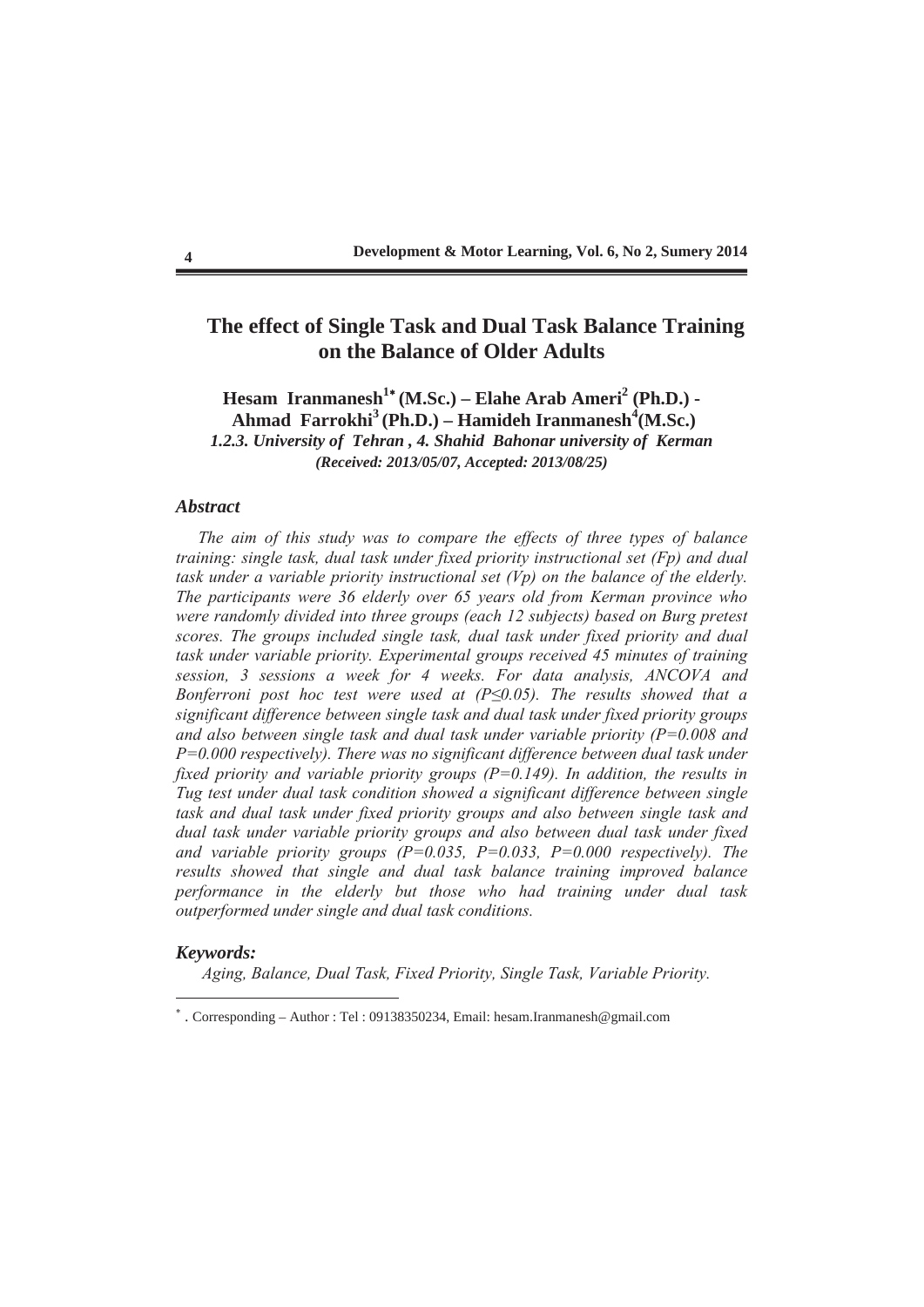# The effect of Single Task and Dual Task Balance Training on the Balance of Older Adults

**Hesam Iranmanesh[1*] (M.Sc.) – Elahe Arab Ameri[2] (Ph.D.) - Ahmad Farrokhi[3] (Ph.D.) – Hamideh Iranmanesh[4] (M.Sc.)**

***1.2.3. University of Tehran , 4. Shahid Bahonar university of Kerman***

***(Received: 2013/05/07, Accepted: 2013/08/25)***

### *Abstract*

*The aim of this study was to compare the effects of three types of balance training: single task, dual task under fixed priority instructional set (Fp) and dual task under a variable priority instructional set (Vp) on the balance of the elderly. The participants were 36 elderly over 65 years old from Kerman province who were randomly divided into three groups (each 12 subjects) based on Burg pretest scores. The groups included single task, dual task under fixed priority and dual task under variable priority. Experimental groups received 45 minutes of training session, 3 sessions a week for 4 weeks. For data analysis, ANCOVA and Bonferroni post hoc test were used at ($P \leq 0.05$). The results showed that a significant difference between single task and dual task under fixed priority groups and also between single task and dual task under variable priority ($P=0.008$ and $P=0.000$ respectively). There was no significant difference between dual task under fixed priority and variable priority groups ($P=0.149$). In addition, the results in Tug test under dual task condition showed a significant difference between single task and dual task under fixed priority groups and also between single task and dual task under variable priority groups and also between dual task under fixed and variable priority groups ($P=0.035$, $P=0.033$, $P=0.000$ respectively). The results showed that single and dual task balance training improved balance performance in the elderly but those who had training under dual task outperformed under single and dual task conditions.*

### *Keywords:*

*Aging, Balance, Dual Task, Fixed Priority, Single Task, Variable Priority.*

---

* . Corresponding – Author : Tel : 09138350234, Email: hesam.Iranmanesh@gmail.com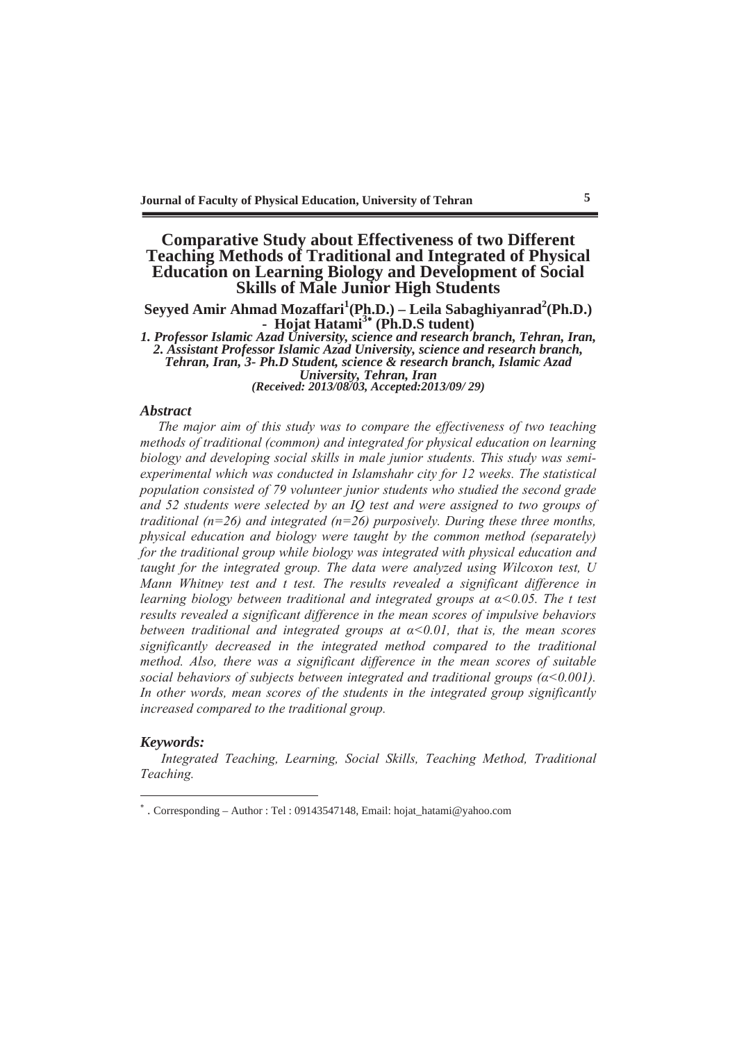# Comparative Study about Effectiveness of two Different Teaching Methods of Traditional and Integrated of Physical Education on Learning Biology and Development of Social Skills of Male Junior High Students

**Seyyed Amir Ahmad Mozaffari[1](Ph.D.) – Leila Sabaghiyanrad[2](Ph.D.) - Hojat Hatami[3*] (Ph.D.S tudent)**

***1. Professor Islamic Azad University, science and research branch, Tehran, Iran, 2. Assistant Professor Islamic Azad University, science and research branch, Tehran, Iran, 3- Ph.D Student, science & research branch, Islamic Azad University, Tehran, Iran***

***(Received: 2013/08/03, Accepted:2013/09/ 29)***

### *Abstract*

*The major aim of this study was to compare the effectiveness of two teaching methods of traditional (common) and integrated for physical education on learning biology and developing social skills in male junior students. This study was semi-experimental which was conducted in Islamshahr city for 12 weeks. The statistical population consisted of 79 volunteer junior students who studied the second grade and 52 students were selected by an IQ test and were assigned to two groups of traditional (n=26) and integrated (n=26) purposively. During these three months, physical education and biology were taught by the common method (separately) for the traditional group while biology was integrated with physical education and taught for the integrated group. The data were analyzed using Wilcoxon test, U Mann Whitney test and t test. The results revealed a significant difference in learning biology between traditional and integrated groups at $\alpha<0.05$. The t test results revealed a significant difference in the mean scores of impulsive behaviors between traditional and integrated groups at $\alpha<0.01$, that is, the mean scores significantly decreased in the integrated method compared to the traditional method. Also, there was a significant difference in the mean scores of suitable social behaviors of subjects between integrated and traditional groups ($\alpha<0.001$). In other words, mean scores of the students in the integrated group significantly increased compared to the traditional group.*

### *Keywords:*

*Integrated Teaching, Learning, Social Skills, Teaching Method, Traditional Teaching.*

---

* . Corresponding – Author : Tel : 09143547148, Email: hojat_hatami@yahoo.com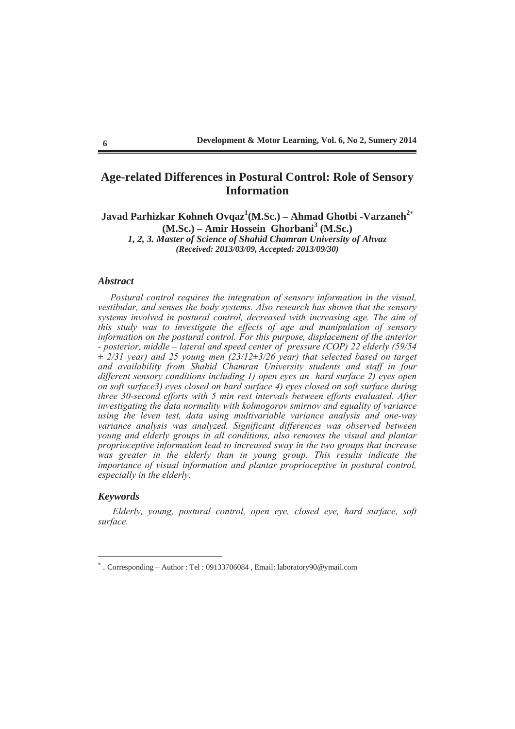# Age-related Differences in Postural Control: Role of Sensory Information

**Javad Parhizkar Kohneh Ovqaz[1](M.Sc.) – Ahmad Ghotbi -Varzaneh[2*] (M.Sc.) – Amir Hossein Ghorbani[3] (M.Sc.)**

***1, 2, 3. Master of Science of Shahid Chamran University of Ahvaz***

***(Received: 2013/03/09, Accepted: 2013/09/30)***

## *Abstract*

*Postural control requires the integration of sensory information in the visual, vestibular, and senses the body systems. Also research has shown that the sensory systems involved in postural control, decreased with increasing age. The aim of this study was to investigate the effects of age and manipulation of sensory information on the postural control. For this purpose, displacement of the anterior - posterior, middle – lateral and speed center of pressure (COP) 22 elderly (59/54 ± 2/31 year) and 25 young men (23/12±3/26 year) that selected based on target and availability from Shahid Chamran University students and staff in four different sensory conditions including 1) open eyes an hard surface 2) eyes open on soft surface3) eyes closed on hard surface 4) eyes closed on soft surface during three 30-second efforts with 5 min rest intervals between efforts evaluated. After investigating the data normality with kolmogorov smirnov and equality of variance using the leven test, data using multivariable variance analysis and one-way variance analysis was analyzed. Significant differences was observed between young and elderly groups in all conditions, also removes the visual and plantar proprioceptive information lead to increased sway in the two groups that increase was greater in the elderly than in young group. This results indicate the importance of visual information and plantar proprioceptive in postural control, especially in the elderly.*

## *Keywords*

*Elderly, young, postural control, open eye, closed eye, hard surface, soft surface.*

---

\* . Corresponding – Author : Tel : 09133706084 , Email: laboratory90@ymail.com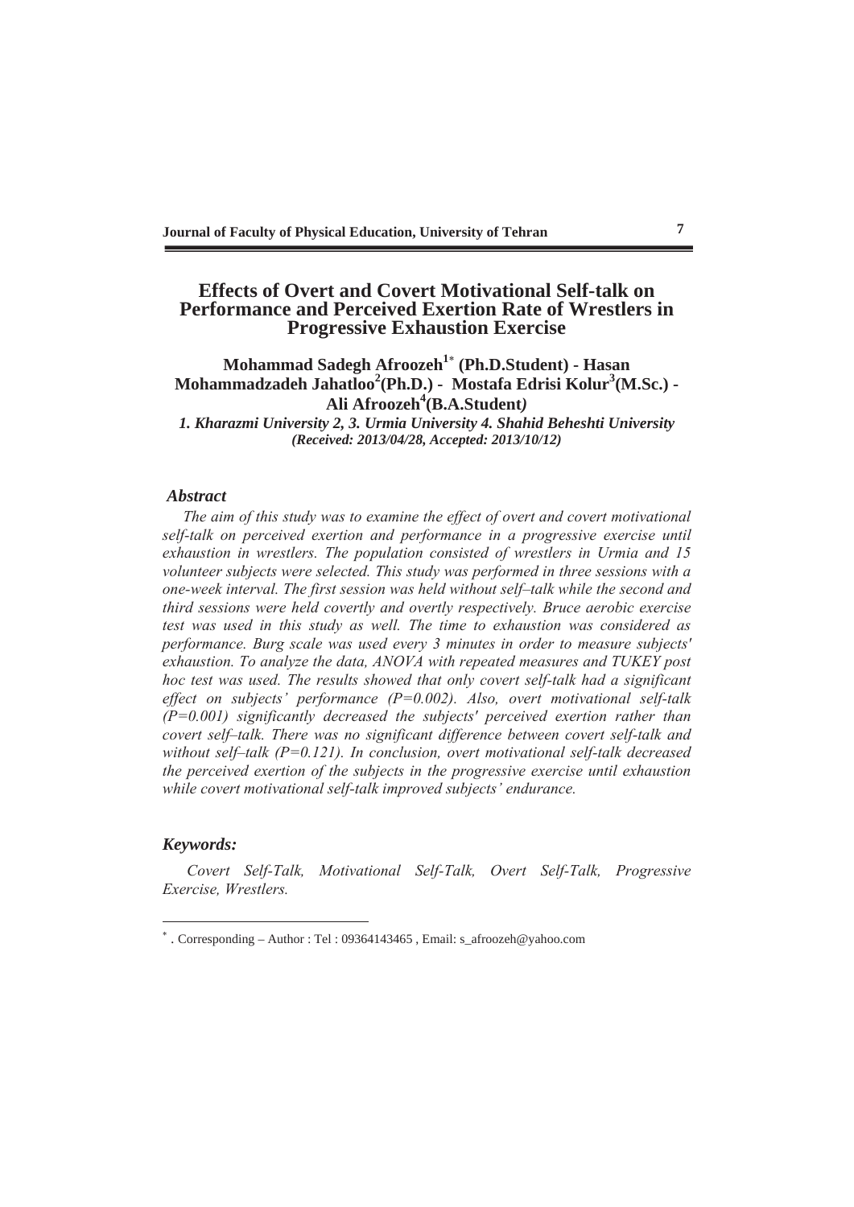# Effects of Overt and Covert Motivational Self-talk on Performance and Perceived Exertion Rate of Wrestlers in Progressive Exhaustion Exercise

**Mohammad Sadegh Afroozeh[1*] (Ph.D.Student) - Hasan Mohammadzadeh Jahatloo[2](Ph.D.) - Mostafa Edrisi Kolur[3](M.Sc.) - Ali Afroozeh[4](B.A.Student)**

*1. Kharazmi University 2, 3. Urmia University 4. Shahid Beheshti University*
*(Received: 2013/04/28, Accepted: 2013/10/12)*

## Abstract

*The aim of this study was to examine the effect of overt and covert motivational self-talk on perceived exertion and performance in a progressive exercise until exhaustion in wrestlers. The population consisted of wrestlers in Urmia and 15 volunteer subjects were selected. This study was performed in three sessions with a one-week interval. The first session was held without self–talk while the second and third sessions were held covertly and overtly respectively. Bruce aerobic exercise test was used in this study as well. The time to exhaustion was considered as performance. Burg scale was used every 3 minutes in order to measure subjects' exhaustion. To analyze the data, ANOVA with repeated measures and TUKEY post hoc test was used. The results showed that only covert self-talk had a significant effect on subjects' performance (P=0.002). Also, overt motivational self-talk (P=0.001) significantly decreased the subjects' perceived exertion rather than covert self–talk. There was no significant difference between covert self-talk and without self–talk (P=0.121). In conclusion, overt motivational self-talk decreased the perceived exertion of the subjects in the progressive exercise until exhaustion while covert motivational self-talk improved subjects' endurance.*

## Keywords:

*Covert Self-Talk, Motivational Self-Talk, Overt Self-Talk, Progressive Exercise, Wrestlers.*

---

[*] . Corresponding – Author : Tel : 09364143465 , Email: s_afroozeh@yahoo.com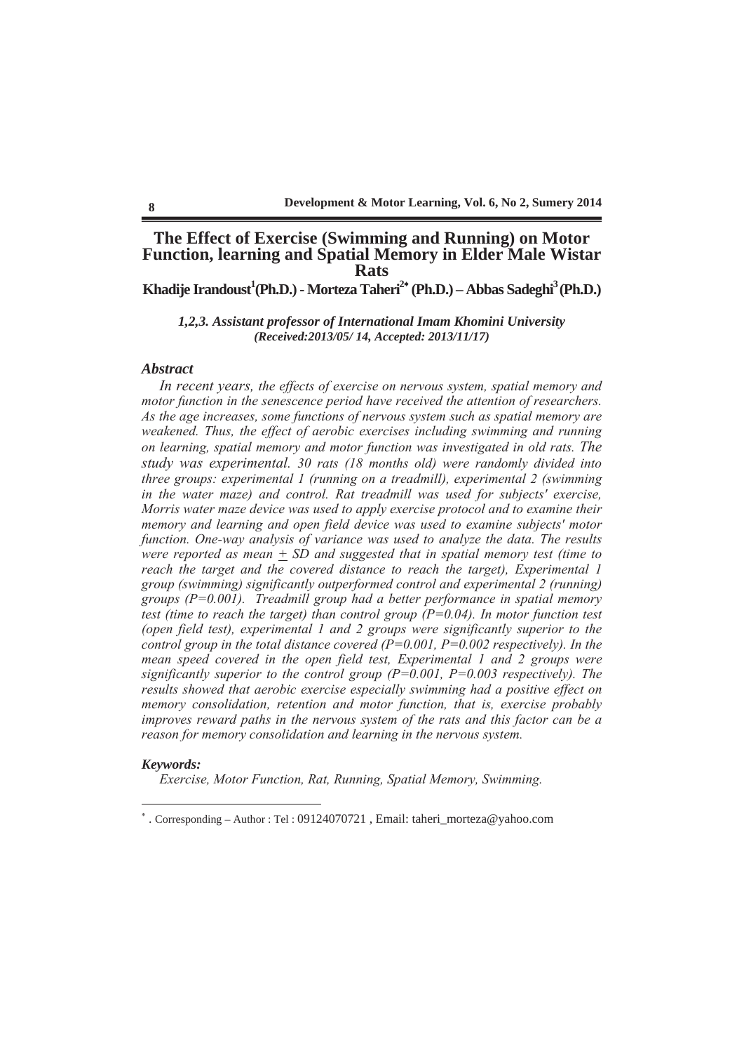# The Effect of Exercise (Swimming and Running) on Motor Function, learning and Spatial Memory in Elder Male Wistar Rats

**Khadije Irandoust[1](Ph.D.) - Morteza Taheri[2*] (Ph.D.) – Abbas Sadeghi[3] (Ph.D.)**

***1,2,3. Assistant professor of International Imam Khomini University***
***(Received:2013/05/ 14, Accepted: 2013/11/17)***

## *Abstract*

*In recent years, the effects of exercise on nervous system, spatial memory and motor function in the senescence period have received the attention of researchers. As the age increases, some functions of nervous system such as spatial memory are weakened. Thus, the effect of aerobic exercises including swimming and running on learning, spatial memory and motor function was investigated in old rats. The study was experimental. 30 rats (18 months old) were randomly divided into three groups: experimental 1 (running on a treadmill), experimental 2 (swimming in the water maze) and control. Rat treadmill was used for subjects' exercise, Morris water maze device was used to apply exercise protocol and to examine their memory and learning and open field device was used to examine subjects' motor function. One-way analysis of variance was used to analyze the data. The results were reported as mean ± SD and suggested that in spatial memory test (time to reach the target and the covered distance to reach the target), Experimental 1 group (swimming) significantly outperformed control and experimental 2 (running) groups (P=0.001). Treadmill group had a better performance in spatial memory test (time to reach the target) than control group (P=0.04). In motor function test (open field test), experimental 1 and 2 groups were significantly superior to the control group in the total distance covered (P=0.001, P=0.002 respectively). In the mean speed covered in the open field test, Experimental 1 and 2 groups were significantly superior to the control group (P=0.001, P=0.003 respectively). The results showed that aerobic exercise especially swimming had a positive effect on memory consolidation, retention and motor function, that is, exercise probably improves reward paths in the nervous system of the rats and this factor can be a reason for memory consolidation and learning in the nervous system.*

***Keywords:***

*Exercise, Motor Function, Rat, Running, Spatial Memory, Swimming.*

---

[*] . Corresponding – Author : Tel : 09124070721 , Email: taheri_morteza@yahoo.com